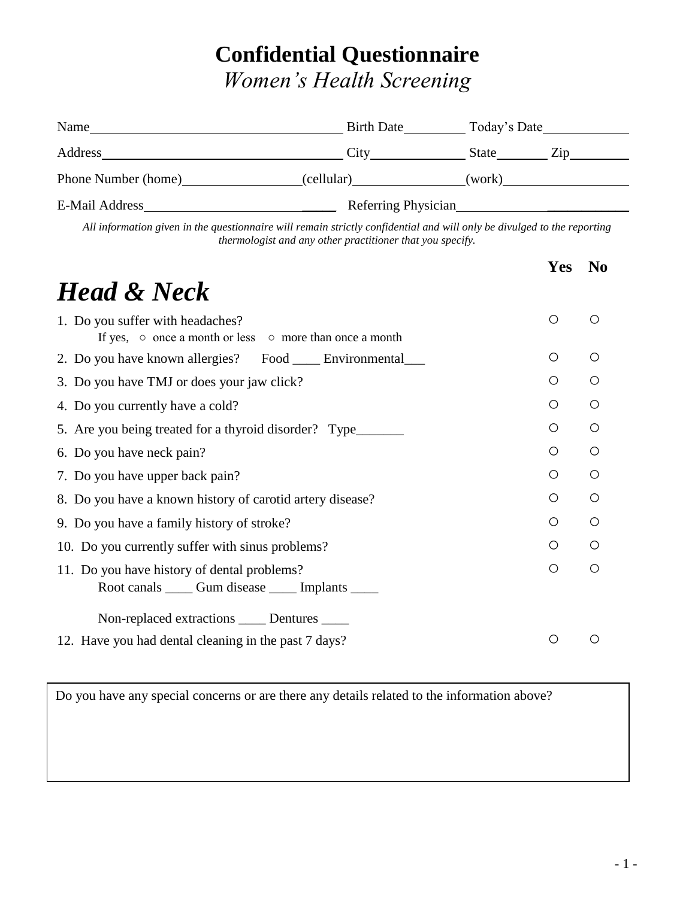# Confidential Questionnaire

*Women's Health Screening*

Name\_\_\_\_\_\_\_\_\_\_\_\_\_\_\_\_\_\_\_\_\_\_\_\_\_\_\_\_\_\_\_\_\_\_\_\_ Birth Date\_\_\_\_\_\_\_\_\_ Today's Date\_\_\_\_\_\_\_\_\_\_\_\_

Address\_\_\_\_\_\_\_\_\_\_\_\_\_\_\_\_\_\_\_\_\_\_\_\_\_\_\_\_\_\_\_\_\_\_\_ City\_\_\_\_\_\_\_\_\_\_\_\_\_\_ State\_\_\_\_\_\_\_ Zip\_\_\_\_\_\_\_\_\_

Phone Number (home)\_\_\_\_\_\_\_\_\_\_\_\_\_\_\_\_\_(cellular)\_\_\_\_\_\_\_\_\_\_\_\_\_\_\_\_(work)\_\_\_\_\_\_\_\_\_\_\_\_\_\_\_\_\_\_

E-Mail Address\_\_\_\_\_\_\_\_\_\_\_\_\_\_\_\_\_\_\_\_\_\_\_\_\_\_\_\_ Referring Physician\_\_\_\_\_\_\_\_\_\_\_\_\_\_\_\_\_\_\_\_\_\_\_\_\_

*All information given in the questionnaire will remain strictly confidential and will only be divulged to the reporting thermologist and any other practitioner that you specify.*

## *Head & Neck*

| | Yes | No |
|---|---|---|
| 1. Do you suffer with headaches?<br>If yes, ○ once a month or less ○ more than once a month | ○ | ○ |
| 2. Do you have known allergies? Food \_\_\_\_ Environmental\_\_\_ | ○ | ○ |
| 3. Do you have TMJ or does your jaw click? | ○ | ○ |
| 4. Do you currently have a cold? | ○ | ○ |
| 5. Are you being treated for a thyroid disorder? Type\_\_\_\_\_\_\_ | ○ | ○ |
| 6. Do you have neck pain? | ○ | ○ |
| 7. Do you have upper back pain? | ○ | ○ |
| 8. Do you have a known history of carotid artery disease? | ○ | ○ |
| 9. Do you have a family history of stroke? | ○ | ○ |
| 10. Do you currently suffer with sinus problems? | ○ | ○ |
| 11. Do you have history of dental problems?<br>Root canals \_\_\_\_ Gum disease \_\_\_\_ Implants \_\_\_\_<br>Non-replaced extractions \_\_\_\_ Dentures \_\_\_\_ | ○ | ○ |
| 12. Have you had dental cleaning in the past 7 days? | ○ | ○ |

Do you have any special concerns or are there any details related to the information above?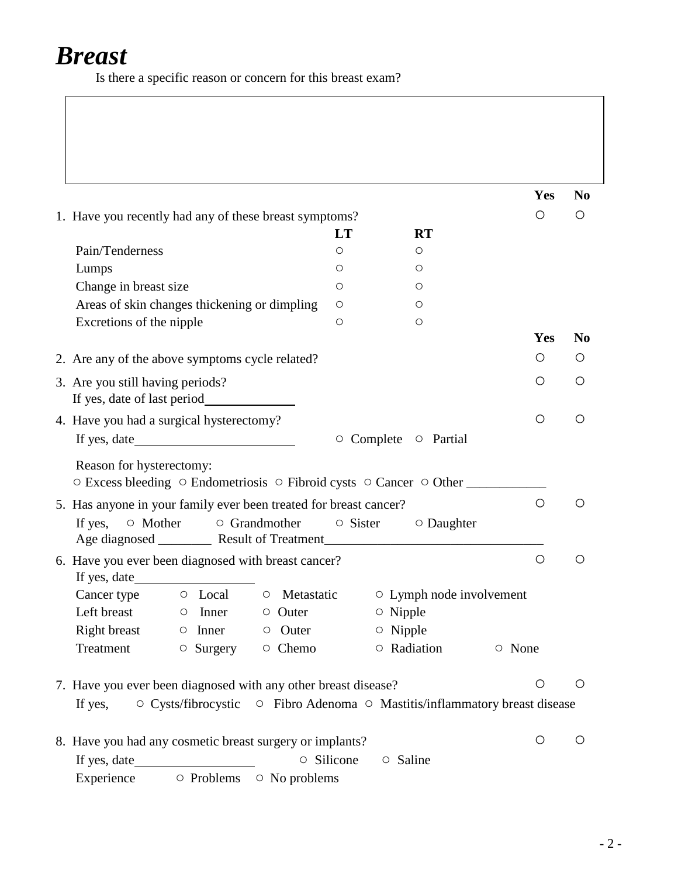# *Breast*

Is there a specific reason or concern for this breast exam?

| |
|---|
| |

| | | | Yes | No |
|---|---|---|---|---|
| 1. Have you recently had any of these breast symptoms? | | | ○ | ○ |
| | **LT** | **RT** | | |
| Pain/Tenderness | ○ | ○ | | |
| Lumps | ○ | ○ | | |
| Change in breast size | ○ | ○ | | |
| Areas of skin changes thickening or dimpling | ○ | ○ | | |
| Excretions of the nipple | ○ | ○ | | |

| | Yes | No |
|---|---|---|
| 2. Are any of the above symptoms cycle related? | ○ | ○ |
| 3. Are you still having periods? If yes, date of last period______________ | ○ | ○ |
| 4. Have you had a surgical hysterectomy? | ○ | ○ |

If yes, date_________________________ ○ Complete ○ Partial

Reason for hysterectomy:
○ Excess bleeding ○ Endometriosis ○ Fibroid cysts ○ Cancer ○ Other ____________

| | Yes | No |
|---|---|---|
| 5. Has anyone in your family ever been treated for breast cancer? | ○ | ○ |

If yes, ○ Mother ○ Grandmother ○ Sister ○ Daughter
Age diagnosed ________ Result of Treatment_________________________________

| | Yes | No |
|---|---|---|
| 6. Have you ever been diagnosed with breast cancer? | ○ | ○ |

If yes, date__________________

| | | | | |
|---|---|---|---|---|
| Cancer type | ○ Local | ○ Metastatic | ○ Lymph node involvement | |
| Left breast | ○ Inner | ○ Outer | ○ Nipple | |
| Right breast | ○ Inner | ○ Outer | ○ Nipple | |
| Treatment | ○ Surgery | ○ Chemo | ○ Radiation | ○ None |

| | Yes | No |
|---|---|---|
| 7. Have you ever been diagnosed with any other breast disease? | ○ | ○ |

If yes, ○ Cysts/fibrocystic ○ Fibro Adenoma ○ Mastitis/inflammatory breast disease

| | Yes | No |
|---|---|---|
| 8. Have you had any cosmetic breast surgery or implants? | ○ | ○ |

If yes, date__________________ ○ Silicone ○ Saline
Experience ○ Problems ○ No problems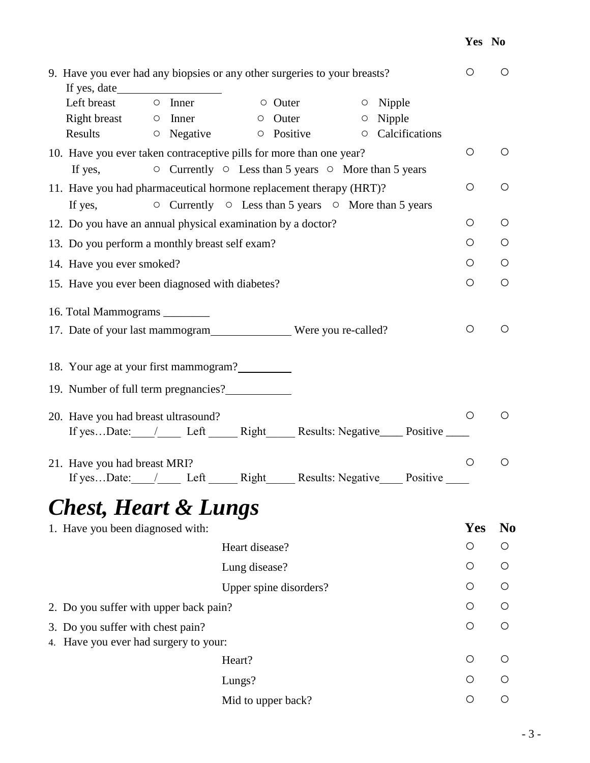| | Yes | No |
|---|---|---|
| 9. Have you ever had any biopsies or any other surgeries to your breasts? | ○ | ○ |
| If yes, date__________________ | | |
| Left breast ○ Inner ○ Outer ○ Nipple | | |
| Right breast ○ Inner ○ Outer ○ Nipple | | |
| Results ○ Negative ○ Positive ○ Calcifications | | |
| 10. Have you ever taken contraceptive pills for more than one year? | ○ | ○ |
| If yes, ○ Currently ○ Less than 5 years ○ More than 5 years | | |
| 11. Have you had pharmaceutical hormone replacement therapy (HRT)? | ○ | ○ |
| If yes, ○ Currently ○ Less than 5 years ○ More than 5 years | | |
| 12. Do you have an annual physical examination by a doctor? | ○ | ○ |
| 13. Do you perform a monthly breast self exam? | ○ | ○ |
| 14. Have you ever smoked? | ○ | ○ |
| 15. Have you ever been diagnosed with diabetes? | ○ | ○ |
| 16. Total Mammograms ________ | | |
| 17. Date of your last mammogram______________ Were you re-called? | ○ | ○ |
| 18. Your age at your first mammogram?_________ | | |
| 19. Number of full term pregnancies?___________ | | |
| 20. Have you had breast ultrasound? | ○ | ○ |
| If yes…Date:____/____ Left _____ Right_____ Results: Negative____ Positive ____ | | |
| 21. Have you had breast MRI? | ○ | ○ |
| If yes…Date:____/____ Left _____ Right_____ Results: Negative____ Positive ____ | | |

# *Chest, Heart & Lungs*

| | | Yes | No |
|---|---|---|---|
| 1. Have you been diagnosed with: | | | |
| | Heart disease? | ○ | ○ |
| | Lung disease? | ○ | ○ |
| | Upper spine disorders? | ○ | ○ |
| 2. Do you suffer with upper back pain? | | ○ | ○ |
| 3. Do you suffer with chest pain? | | ○ | ○ |
| 4. Have you ever had surgery to your: | | | |
| | Heart? | ○ | ○ |
| | Lungs? | ○ | ○ |
| | Mid to upper back? | ○ | ○ |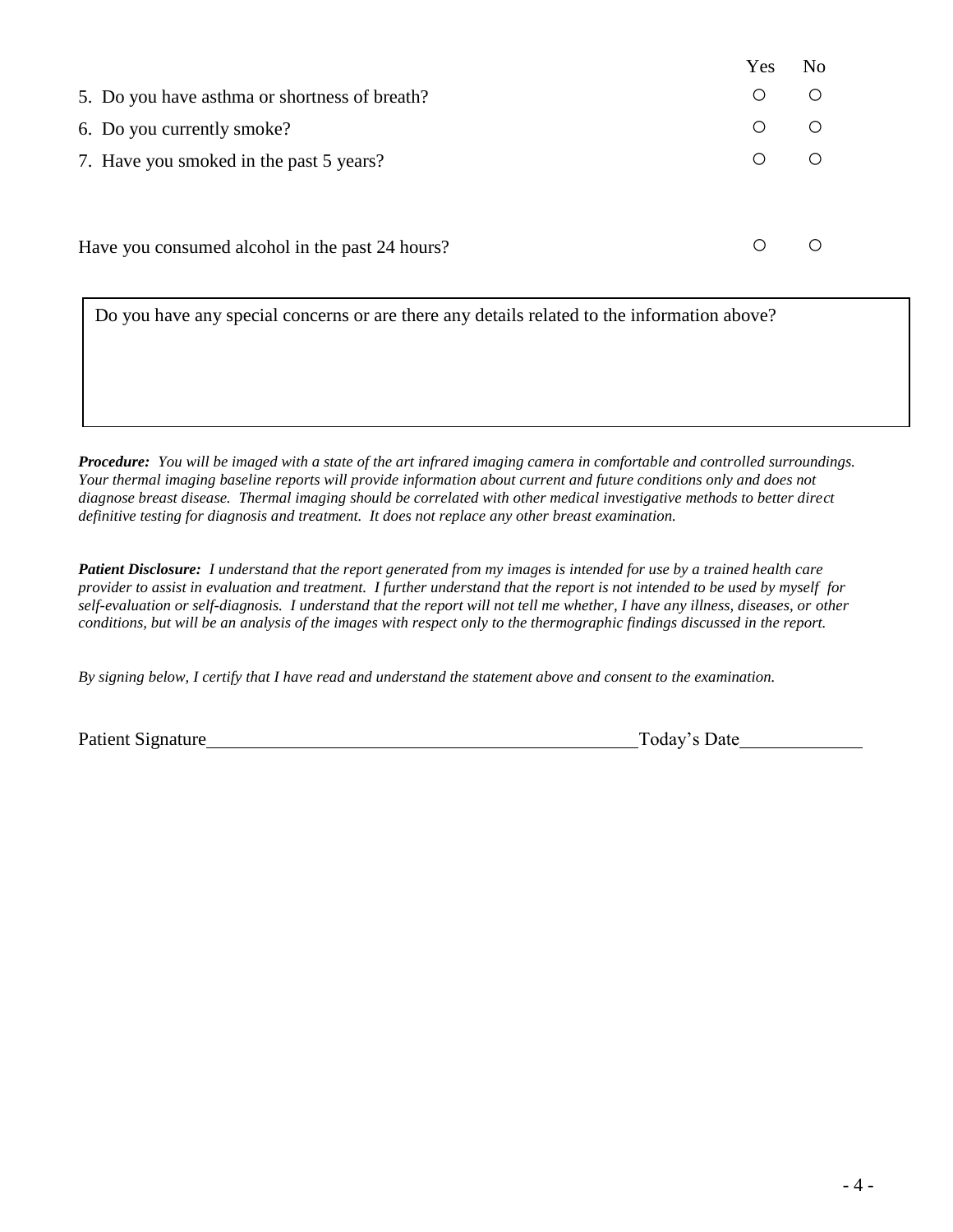| | Yes | No |
|---|---|---|
| 5. Do you have asthma or shortness of breath? | ○ | ○ |
| 6. Do you currently smoke? | ○ | ○ |
| 7. Have you smoked in the past 5 years? | ○ | ○ |
| Have you consumed alcohol in the past 24 hours? | ○ | ○ |

Do you have any special concerns or are there any details related to the information above?

***Procedure:*** *You will be imaged with a state of the art infrared imaging camera in comfortable and controlled surroundings. Your thermal imaging baseline reports will provide information about current and future conditions only and does not diagnose breast disease. Thermal imaging should be correlated with other medical investigative methods to better direct definitive testing for diagnosis and treatment. It does not replace any other breast examination.*

***Patient Disclosure:*** *I understand that the report generated from my images is intended for use by a trained health care provider to assist in evaluation and treatment. I further understand that the report is not intended to be used by myself for self-evaluation or self-diagnosis. I understand that the report will not tell me whether, I have any illness, diseases, or other conditions, but will be an analysis of the images with respect only to the thermographic findings discussed in the report.*

*By signing below, I certify that I have read and understand the statement above and consent to the examination.*

Patient Signature\_\_\_\_\_\_\_\_\_\_\_\_\_\_\_\_\_\_\_\_\_\_\_\_\_\_\_\_\_\_\_\_\_\_\_\_\_\_\_\_ Today's Date\_\_\_\_\_\_\_\_\_\_\_\_